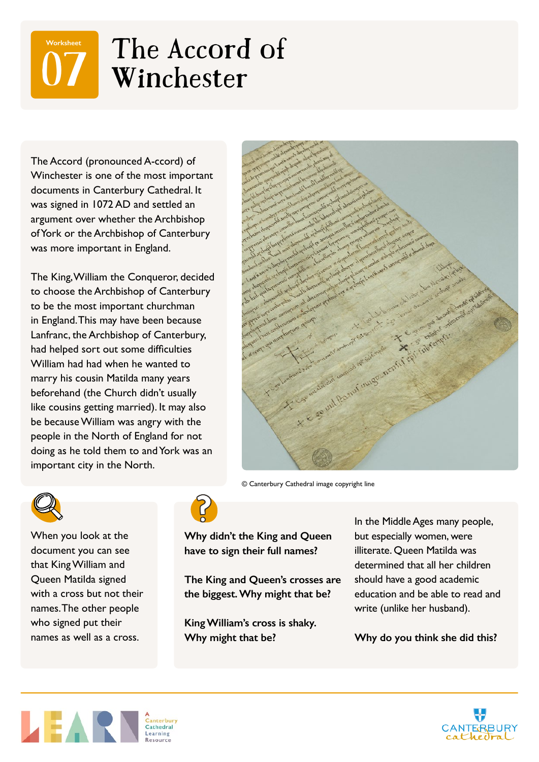# Worksheet 07 The Accord of Winchester

The Accord (pronounced A-ccord) of Winchester is one of the most important documents in Canterbury Cathedral. It was signed in 1072 AD and settled an argument over whether the Archbishop of York or the Archbishop of Canterbury was more important in England.

The King, William the Conqueror, decided to choose the Archbishop of Canterbury to be the most important churchman in England. This may have been because Lanfranc, the Archbishop of Canterbury, had helped sort out some difficulties William had had when he wanted to marry his cousin Matilda many years beforehand (the Church didn't usually like cousins getting married). It may also be because William was angry with the people in the North of England for not doing as he told them to and York was an important city in the North.

© Canterbury Cathedral image copyright line

When you look at the document you can see that King William and Queen Matilda signed with a cross but not their names. The other people who signed put their names as well as a cross.

**Why didn't the King and Queen have to sign their full names?**

**The King and Queen's crosses are the biggest. Why might that be?**

**King William's cross is shaky. Why might that be?**

In the Middle Ages many people, but especially women, were illiterate. Queen Matilda was determined that all her children should have a good academic education and be able to read and write (unlike her husband).

**Why do you think she did this?**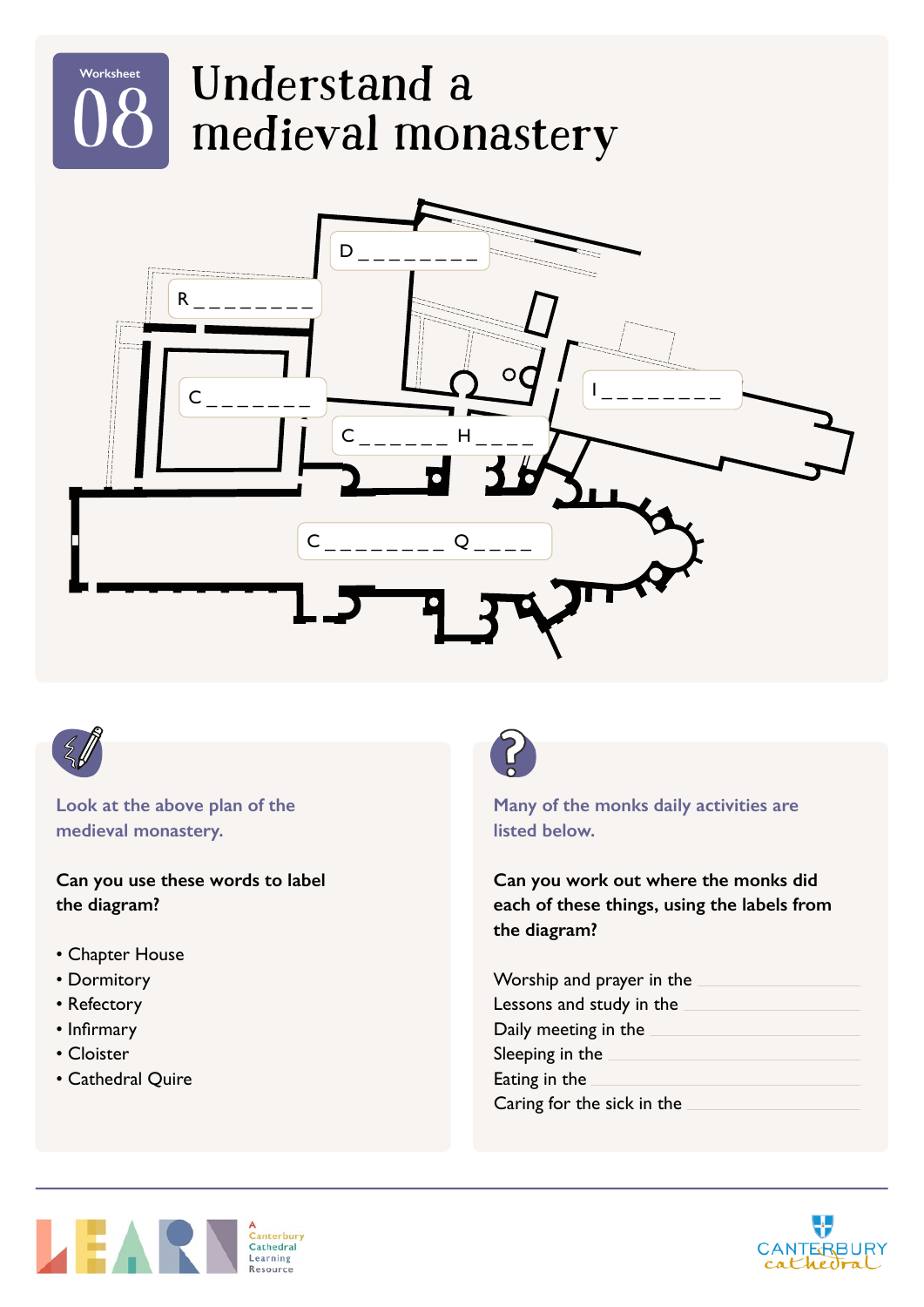Worksheet

# 08 Understand a medieval monastery

D _ _ _ _ _ _ _ _

R _ _ _ _ _ _ _ _

C _ _ _ _ _ _ _

I _ _ _ _ _ _ _ _

C _ _ _ _ _ _ H _ _ _ _

C _ _ _ _ _ _ _ _ Q _ _ _ _

Look at the above plan of the medieval monastery.

**Can you use these words to label the diagram?**

- Chapter House
- Dormitory
- Refectory
- Infirmary
- Cloister
- Cathedral Quire

Many of the monks daily activities are listed below.

**Can you work out where the monks did each of these things, using the labels from the diagram?**

Worship and prayer in the ____________________

Lessons and study in the ____________________

Daily meeting in the ____________________

Sleeping in the ____________________

Eating in the ____________________

Caring for the sick in the ____________________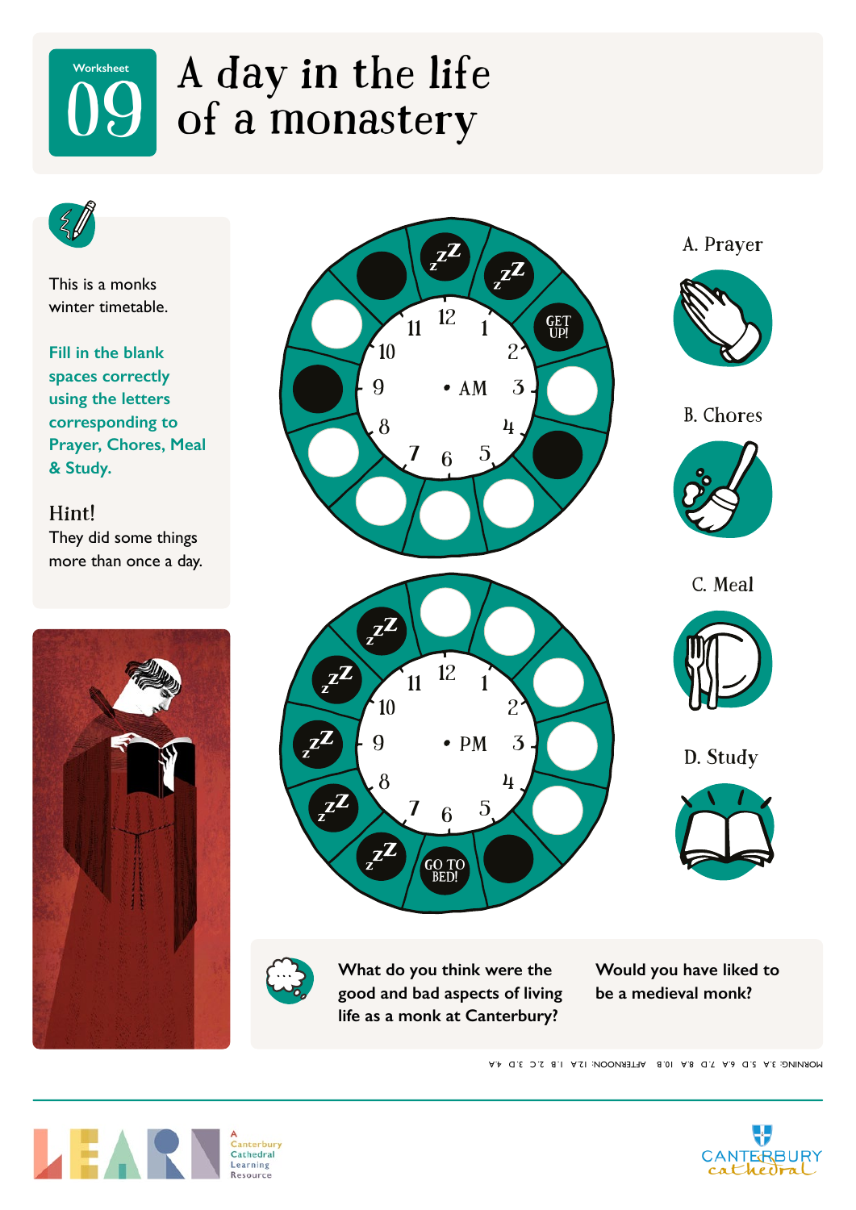Worksheet

# 09 A day in the life of a monastery

This is a monks winter timetable.

**Fill in the blank spaces correctly using the letters corresponding to Prayer, Chores, Meal & Study.**

**Hint!**
They did some things more than once a day.

GET UP!

AM

PM

GO TO BED!

A. Prayer

B. Chores

C. Meal

D. Study

**What do you think were the good and bad aspects of living life as a monk at Canterbury?**

**Would you have liked to be a medieval monk?**

MORNING: 3.A 5.D 6.A 7.D 8.A 10.B AFTERNOON: 12.A 1.B 2.C 3.D 4.A

LEARN A Canterbury Cathedral Learning Resource

CANTERBURY cathedral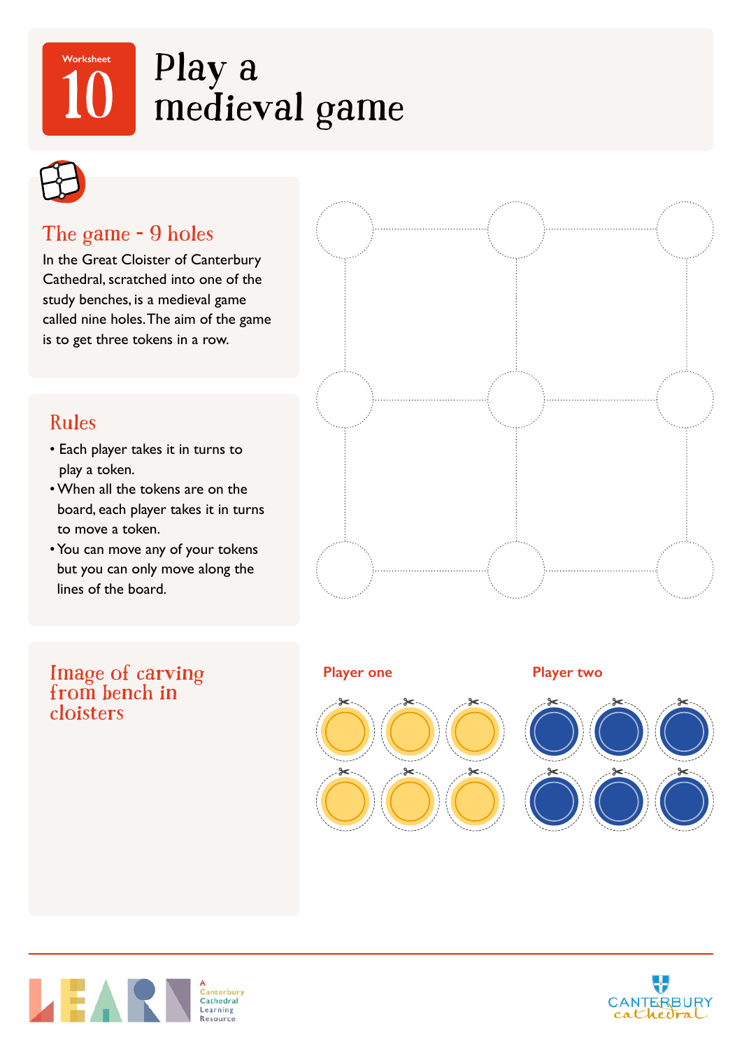Worksheet 10

# Play a medieval game

## The game - 9 holes

In the Great Cloister of Canterbury Cathedral, scratched into one of the study benches, is a medieval game called nine holes. The aim of the game is to get three tokens in a row.

## Rules

- Each player takes it in turns to play a token.
- When all the tokens are on the board, each player takes it in turns to move a token.
- You can move any of your tokens but you can only move along the lines of the board.

## Image of carving from bench in cloisters

Player one

Player two

A Canterbury Cathedral Learning Resource

CANTERBURY cathedral